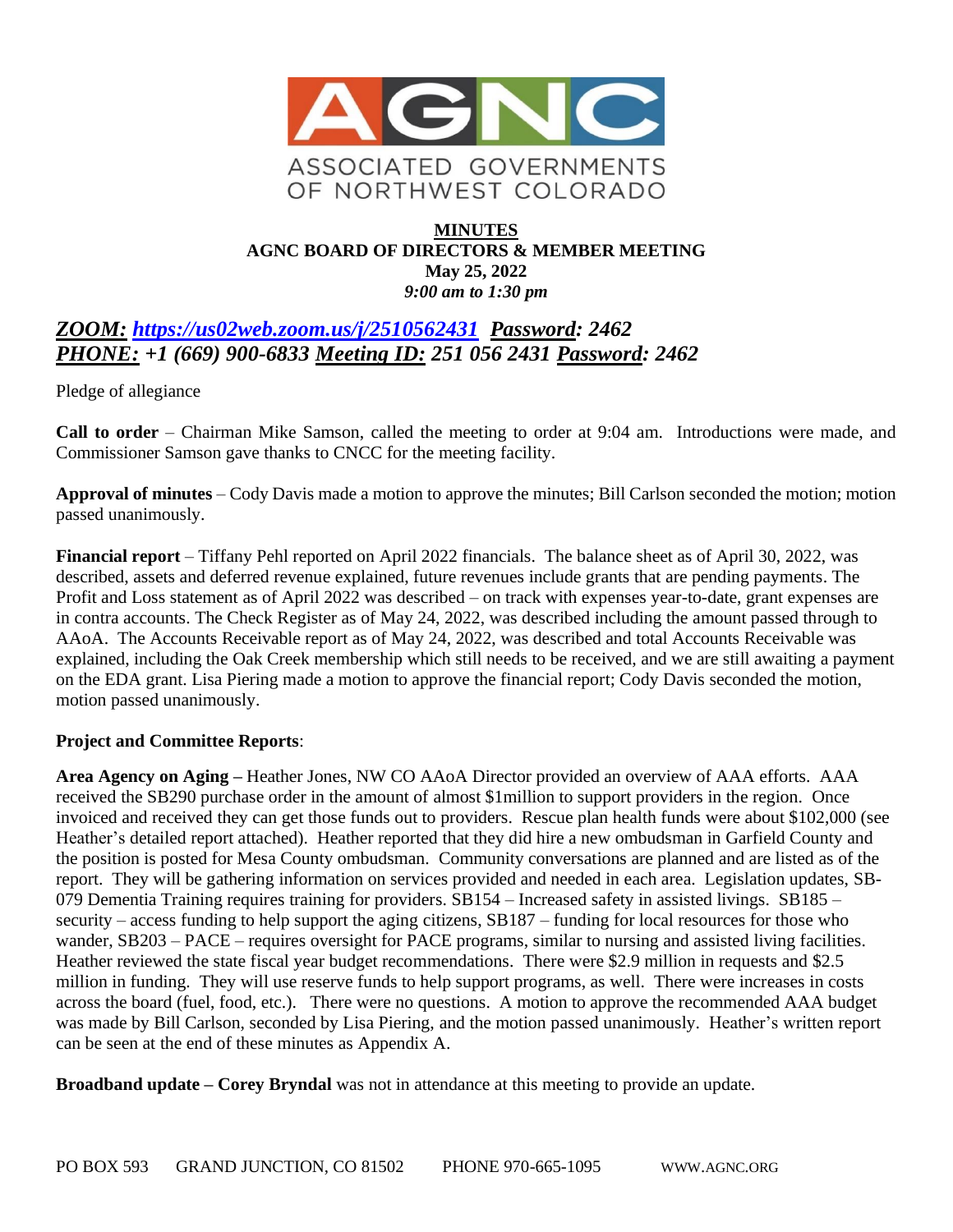AGNC

ASSOCIATED GOVERNMENTS OF NORTHWEST COLORADO

# MINUTES
## AGNC BOARD OF DIRECTORS & MEMBER MEETING
**May 25, 2022**
*9:00 am to 1:30 pm*

***ZOOM: https://us02web.zoom.us/j/2510562431 Password: 2462***
***PHONE: +1 (669) 900-6833 Meeting ID: 251 056 2431 Password: 2462***

Pledge of allegiance

**Call to order** – Chairman Mike Samson, called the meeting to order at 9:04 am. Introductions were made, and Commissioner Samson gave thanks to CNCC for the meeting facility.

**Approval of minutes** – Cody Davis made a motion to approve the minutes; Bill Carlson seconded the motion; motion passed unanimously.

**Financial report** – Tiffany Pehl reported on April 2022 financials. The balance sheet as of April 30, 2022, was described, assets and deferred revenue explained, future revenues include grants that are pending payments. The Profit and Loss statement as of April 2022 was described – on track with expenses year-to-date, grant expenses are in contra accounts. The Check Register as of May 24, 2022, was described including the amount passed through to AAoA. The Accounts Receivable report as of May 24, 2022, was described and total Accounts Receivable was explained, including the Oak Creek membership which still needs to be received, and we are still awaiting a payment on the EDA grant. Lisa Piering made a motion to approve the financial report; Cody Davis seconded the motion, motion passed unanimously.

**Project and Committee Reports**:

**Area Agency on Aging –** Heather Jones, NW CO AAoA Director provided an overview of AAA efforts. AAA received the SB290 purchase order in the amount of almost $1million to support providers in the region. Once invoiced and received they can get those funds out to providers. Rescue plan health funds were about $102,000 (see Heather's detailed report attached). Heather reported that they did hire a new ombudsman in Garfield County and the position is posted for Mesa County ombudsman. Community conversations are planned and are listed as of the report. They will be gathering information on services provided and needed in each area. Legislation updates, SB-079 Dementia Training requires training for providers. SB154 – Increased safety in assisted livings. SB185 – security – access funding to help support the aging citizens, SB187 – funding for local resources for those who wander, SB203 – PACE – requires oversight for PACE programs, similar to nursing and assisted living facilities. Heather reviewed the state fiscal year budget recommendations. There were $2.9 million in requests and $2.5 million in funding. They will use reserve funds to help support programs, as well. There were increases in costs across the board (fuel, food, etc.). There were no questions. A motion to approve the recommended AAA budget was made by Bill Carlson, seconded by Lisa Piering, and the motion passed unanimously. Heather's written report can be seen at the end of these minutes as Appendix A.

**Broadband update – Corey Bryndal** was not in attendance at this meeting to provide an update.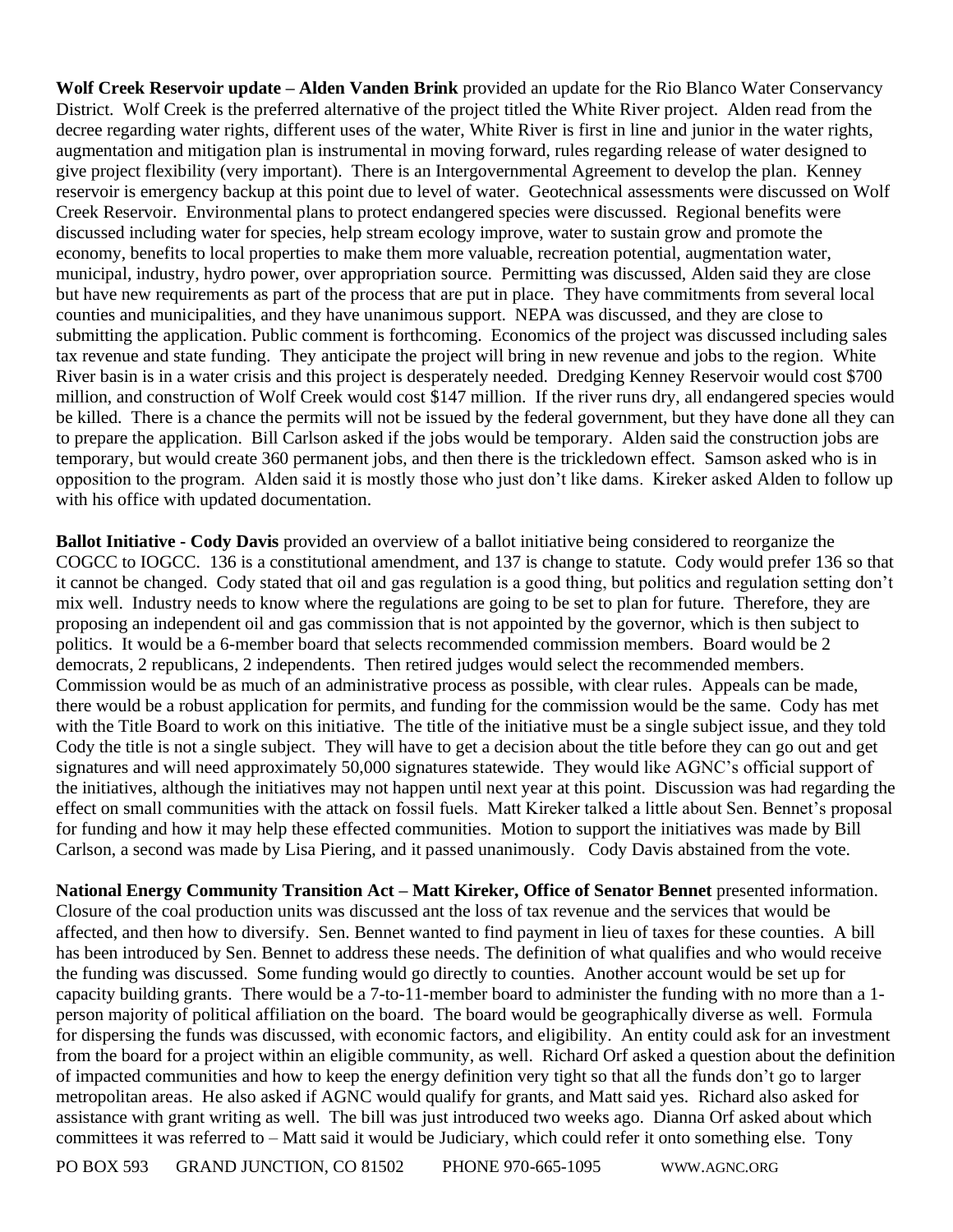**Wolf Creek Reservoir update – Alden Vanden Brink** provided an update for the Rio Blanco Water Conservancy District. Wolf Creek is the preferred alternative of the project titled the White River project. Alden read from the decree regarding water rights, different uses of the water, White River is first in line and junior in the water rights, augmentation and mitigation plan is instrumental in moving forward, rules regarding release of water designed to give project flexibility (very important). There is an Intergovernmental Agreement to develop the plan. Kenney reservoir is emergency backup at this point due to level of water. Geotechnical assessments were discussed on Wolf Creek Reservoir. Environmental plans to protect endangered species were discussed. Regional benefits were discussed including water for species, help stream ecology improve, water to sustain grow and promote the economy, benefits to local properties to make them more valuable, recreation potential, augmentation water, municipal, industry, hydro power, over appropriation source. Permitting was discussed, Alden said they are close but have new requirements as part of the process that are put in place. They have commitments from several local counties and municipalities, and they have unanimous support. NEPA was discussed, and they are close to submitting the application. Public comment is forthcoming. Economics of the project was discussed including sales tax revenue and state funding. They anticipate the project will bring in new revenue and jobs to the region. White River basin is in a water crisis and this project is desperately needed. Dredging Kenney Reservoir would cost $700 million, and construction of Wolf Creek would cost $147 million. If the river runs dry, all endangered species would be killed. There is a chance the permits will not be issued by the federal government, but they have done all they can to prepare the application. Bill Carlson asked if the jobs would be temporary. Alden said the construction jobs are temporary, but would create 360 permanent jobs, and then there is the trickledown effect. Samson asked who is in opposition to the program. Alden said it is mostly those who just don't like dams. Kireker asked Alden to follow up with his office with updated documentation.

**Ballot Initiative - Cody Davis** provided an overview of a ballot initiative being considered to reorganize the COGCC to IOGCC. 136 is a constitutional amendment, and 137 is change to statute. Cody would prefer 136 so that it cannot be changed. Cody stated that oil and gas regulation is a good thing, but politics and regulation setting don't mix well. Industry needs to know where the regulations are going to be set to plan for future. Therefore, they are proposing an independent oil and gas commission that is not appointed by the governor, which is then subject to politics. It would be a 6-member board that selects recommended commission members. Board would be 2 democrats, 2 republicans, 2 independents. Then retired judges would select the recommended members. Commission would be as much of an administrative process as possible, with clear rules. Appeals can be made, there would be a robust application for permits, and funding for the commission would be the same. Cody has met with the Title Board to work on this initiative. The title of the initiative must be a single subject issue, and they told Cody the title is not a single subject. They will have to get a decision about the title before they can go out and get signatures and will need approximately 50,000 signatures statewide. They would like AGNC's official support of the initiatives, although the initiatives may not happen until next year at this point. Discussion was had regarding the effect on small communities with the attack on fossil fuels. Matt Kireker talked a little about Sen. Bennet's proposal for funding and how it may help these effected communities. Motion to support the initiatives was made by Bill Carlson, a second was made by Lisa Piering, and it passed unanimously. Cody Davis abstained from the vote.

**National Energy Community Transition Act – Matt Kireker, Office of Senator Bennet** presented information. Closure of the coal production units was discussed ant the loss of tax revenue and the services that would be affected, and then how to diversify. Sen. Bennet wanted to find payment in lieu of taxes for these counties. A bill has been introduced by Sen. Bennet to address these needs. The definition of what qualifies and who would receive the funding was discussed. Some funding would go directly to counties. Another account would be set up for capacity building grants. There would be a 7-to-11-member board to administer the funding with no more than a 1-person majority of political affiliation on the board. The board would be geographically diverse as well. Formula for dispersing the funds was discussed, with economic factors, and eligibility. An entity could ask for an investment from the board for a project within an eligible community, as well. Richard Orf asked a question about the definition of impacted communities and how to keep the energy definition very tight so that all the funds don't go to larger metropolitan areas. He also asked if AGNC would qualify for grants, and Matt said yes. Richard also asked for assistance with grant writing as well. The bill was just introduced two weeks ago. Dianna Orf asked about which committees it was referred to – Matt said it would be Judiciary, which could refer it onto something else. Tony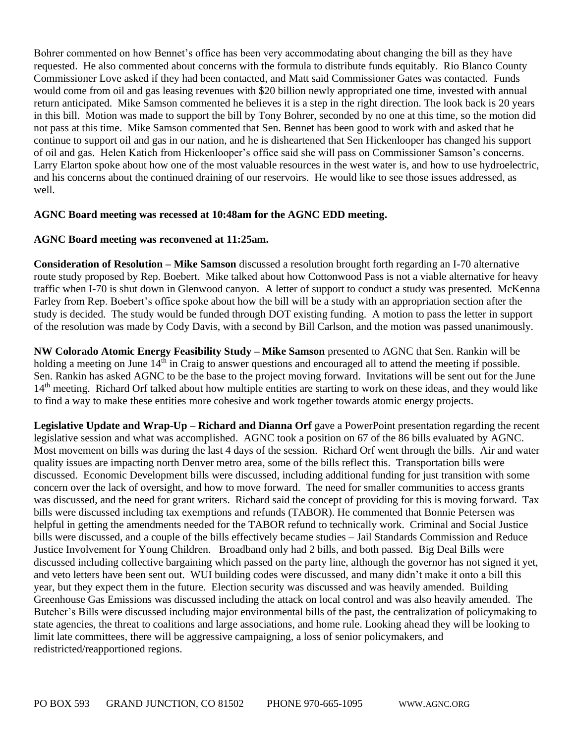Bohrer commented on how Bennet's office has been very accommodating about changing the bill as they have requested. He also commented about concerns with the formula to distribute funds equitably. Rio Blanco County Commissioner Love asked if they had been contacted, and Matt said Commissioner Gates was contacted. Funds would come from oil and gas leasing revenues with $20 billion newly appropriated one time, invested with annual return anticipated. Mike Samson commented he believes it is a step in the right direction. The look back is 20 years in this bill. Motion was made to support the bill by Tony Bohrer, seconded by no one at this time, so the motion did not pass at this time. Mike Samson commented that Sen. Bennet has been good to work with and asked that he continue to support oil and gas in our nation, and he is disheartened that Sen Hickenlooper has changed his support of oil and gas. Helen Katich from Hickenlooper's office said she will pass on Commissioner Samson's concerns. Larry Elarton spoke about how one of the most valuable resources in the west water is, and how to use hydroelectric, and his concerns about the continued draining of our reservoirs. He would like to see those issues addressed, as well.

**AGNC Board meeting was recessed at 10:48am for the AGNC EDD meeting.**

**AGNC Board meeting was reconvened at 11:25am.**

**Consideration of Resolution – Mike Samson** discussed a resolution brought forth regarding an I-70 alternative route study proposed by Rep. Boebert. Mike talked about how Cottonwood Pass is not a viable alternative for heavy traffic when I-70 is shut down in Glenwood canyon. A letter of support to conduct a study was presented. McKenna Farley from Rep. Boebert's office spoke about how the bill will be a study with an appropriation section after the study is decided. The study would be funded through DOT existing funding. A motion to pass the letter in support of the resolution was made by Cody Davis, with a second by Bill Carlson, and the motion was passed unanimously.

**NW Colorado Atomic Energy Feasibility Study – Mike Samson** presented to AGNC that Sen. Rankin will be holding a meeting on June 14th in Craig to answer questions and encouraged all to attend the meeting if possible. Sen. Rankin has asked AGNC to be the base to the project moving forward. Invitations will be sent out for the June 14th meeting. Richard Orf talked about how multiple entities are starting to work on these ideas, and they would like to find a way to make these entities more cohesive and work together towards atomic energy projects.

**Legislative Update and Wrap-Up – Richard and Dianna Orf** gave a PowerPoint presentation regarding the recent legislative session and what was accomplished. AGNC took a position on 67 of the 86 bills evaluated by AGNC. Most movement on bills was during the last 4 days of the session. Richard Orf went through the bills. Air and water quality issues are impacting north Denver metro area, some of the bills reflect this. Transportation bills were discussed. Economic Development bills were discussed, including additional funding for just transition with some concern over the lack of oversight, and how to move forward. The need for smaller communities to access grants was discussed, and the need for grant writers. Richard said the concept of providing for this is moving forward. Tax bills were discussed including tax exemptions and refunds (TABOR). He commented that Bonnie Petersen was helpful in getting the amendments needed for the TABOR refund to technically work. Criminal and Social Justice bills were discussed, and a couple of the bills effectively became studies – Jail Standards Commission and Reduce Justice Involvement for Young Children. Broadband only had 2 bills, and both passed. Big Deal Bills were discussed including collective bargaining which passed on the party line, although the governor has not signed it yet, and veto letters have been sent out. WUI building codes were discussed, and many didn't make it onto a bill this year, but they expect them in the future. Election security was discussed and was heavily amended. Building Greenhouse Gas Emissions was discussed including the attack on local control and was also heavily amended. The Butcher's Bills were discussed including major environmental bills of the past, the centralization of policymaking to state agencies, the threat to coalitions and large associations, and home rule. Looking ahead they will be looking to limit late committees, there will be aggressive campaigning, a loss of senior policymakers, and redistricted/reapportioned regions.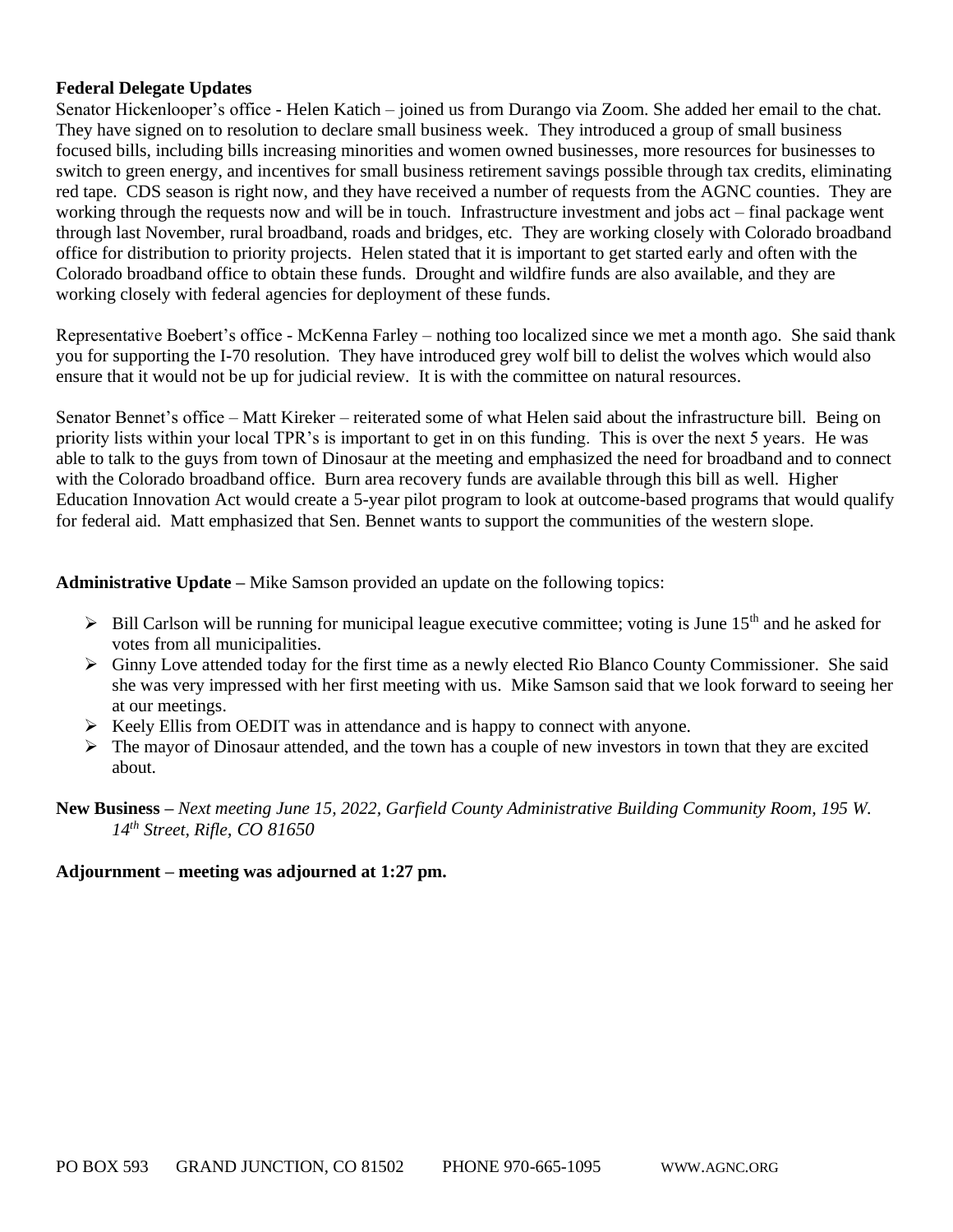**Federal Delegate Updates**

Senator Hickenlooper's office - Helen Katich – joined us from Durango via Zoom. She added her email to the chat. They have signed on to resolution to declare small business week. They introduced a group of small business focused bills, including bills increasing minorities and women owned businesses, more resources for businesses to switch to green energy, and incentives for small business retirement savings possible through tax credits, eliminating red tape. CDS season is right now, and they have received a number of requests from the AGNC counties. They are working through the requests now and will be in touch. Infrastructure investment and jobs act – final package went through last November, rural broadband, roads and bridges, etc. They are working closely with Colorado broadband office for distribution to priority projects. Helen stated that it is important to get started early and often with the Colorado broadband office to obtain these funds. Drought and wildfire funds are also available, and they are working closely with federal agencies for deployment of these funds.

Representative Boebert's office - McKenna Farley – nothing too localized since we met a month ago. She said thank you for supporting the I-70 resolution. They have introduced grey wolf bill to delist the wolves which would also ensure that it would not be up for judicial review. It is with the committee on natural resources.

Senator Bennet's office – Matt Kireker – reiterated some of what Helen said about the infrastructure bill. Being on priority lists within your local TPR's is important to get in on this funding. This is over the next 5 years. He was able to talk to the guys from town of Dinosaur at the meeting and emphasized the need for broadband and to connect with the Colorado broadband office. Burn area recovery funds are available through this bill as well. Higher Education Innovation Act would create a 5-year pilot program to look at outcome-based programs that would qualify for federal aid. Matt emphasized that Sen. Bennet wants to support the communities of the western slope.

**Administrative Update –** Mike Samson provided an update on the following topics:

- Bill Carlson will be running for municipal league executive committee; voting is June 15th and he asked for votes from all municipalities.
- Ginny Love attended today for the first time as a newly elected Rio Blanco County Commissioner. She said she was very impressed with her first meeting with us. Mike Samson said that we look forward to seeing her at our meetings.
- Keely Ellis from OEDIT was in attendance and is happy to connect with anyone.
- The mayor of Dinosaur attended, and the town has a couple of new investors in town that they are excited about.

**New Business –** *Next meeting June 15, 2022, Garfield County Administrative Building Community Room, 195 W. 14th Street, Rifle, CO 81650*

**Adjournment – meeting was adjourned at 1:27 pm.**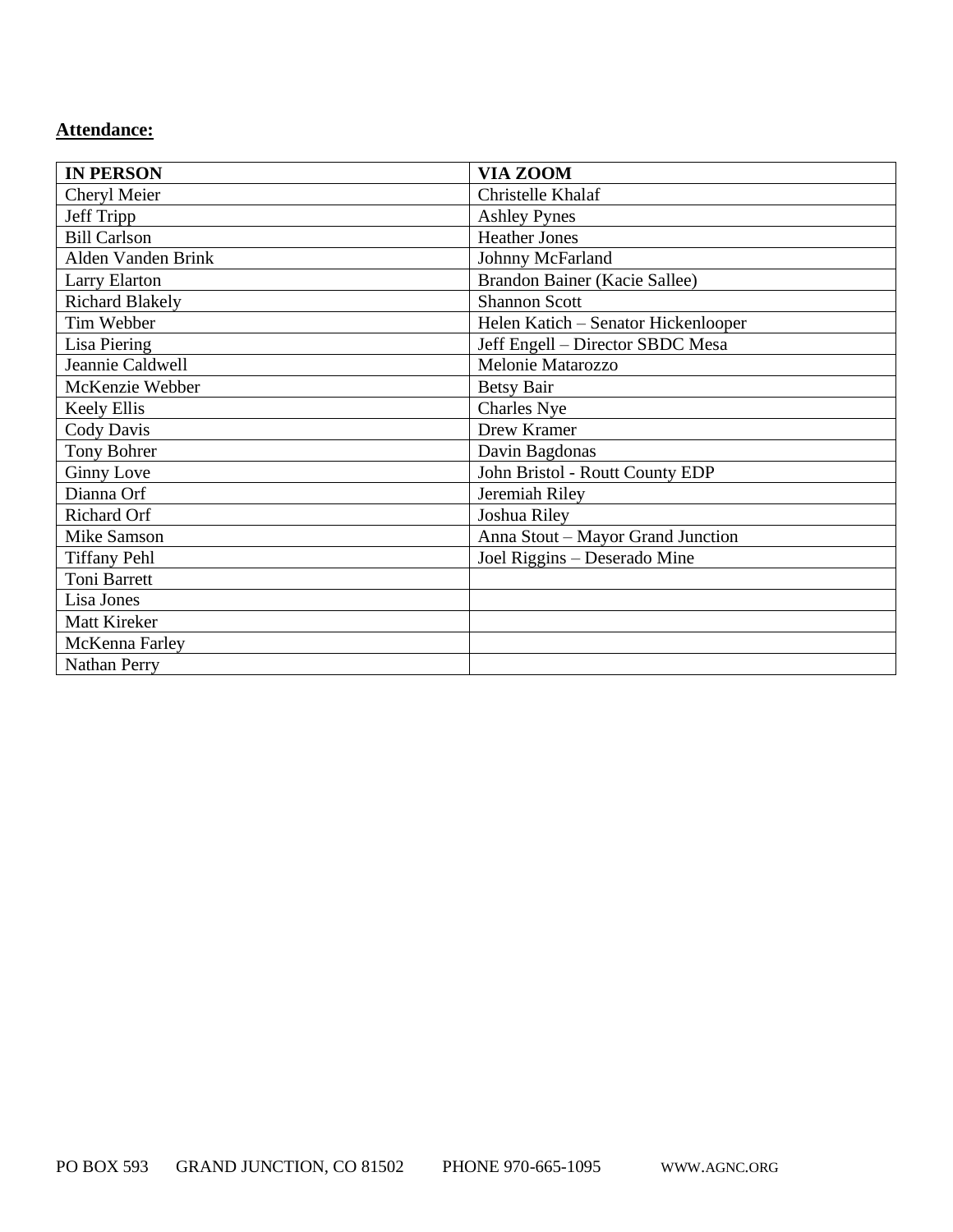**Attendance:**

| **IN PERSON** | **VIA ZOOM** |
|---|---|
| Cheryl Meier | Christelle Khalaf |
| Jeff Tripp | Ashley Pynes |
| Bill Carlson | Heather Jones |
| Alden Vanden Brink | Johnny McFarland |
| Larry Elarton | Brandon Bainer (Kacie Sallee) |
| Richard Blakely | Shannon Scott |
| Tim Webber | Helen Katich – Senator Hickenlooper |
| Lisa Piering | Jeff Engell – Director SBDC Mesa |
| Jeannie Caldwell | Melonie Matarozzo |
| McKenzie Webber | Betsy Bair |
| Keely Ellis | Charles Nye |
| Cody Davis | Drew Kramer |
| Tony Bohrer | Davin Bagdonas |
| Ginny Love | John Bristol - Routt County EDP |
| Dianna Orf | Jeremiah Riley |
| Richard Orf | Joshua Riley |
| Mike Samson | Anna Stout – Mayor Grand Junction |
| Tiffany Pehl | Joel Riggins – Deserado Mine |
| Toni Barrett | |
| Lisa Jones | |
| Matt Kireker | |
| McKenna Farley | |
| Nathan Perry | |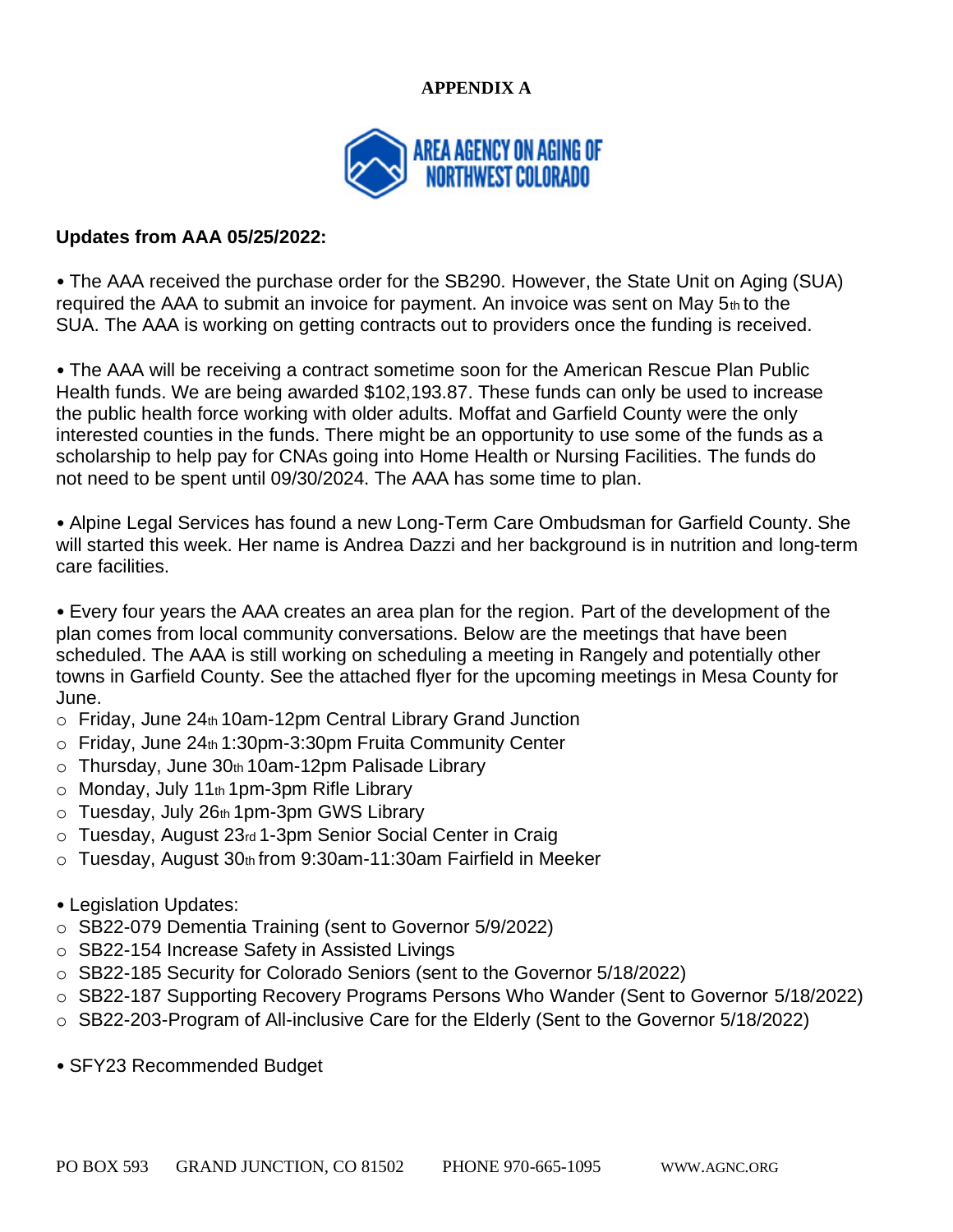**APPENDIX A**

AREA AGENCY ON AGING OF NORTHWEST COLORADO

**Updates from AAA 05/25/2022:**

• The AAA received the purchase order for the SB290. However, the State Unit on Aging (SUA) required the AAA to submit an invoice for payment. An invoice was sent on May 5th to the SUA. The AAA is working on getting contracts out to providers once the funding is received.

• The AAA will be receiving a contract sometime soon for the American Rescue Plan Public Health funds. We are being awarded $102,193.87. These funds can only be used to increase the public health force working with older adults. Moffat and Garfield County were the only interested counties in the funds. There might be an opportunity to use some of the funds as a scholarship to help pay for CNAs going into Home Health or Nursing Facilities. The funds do not need to be spent until 09/30/2024. The AAA has some time to plan.

• Alpine Legal Services has found a new Long-Term Care Ombudsman for Garfield County. She will started this week. Her name is Andrea Dazzi and her background is in nutrition and long-term care facilities.

• Every four years the AAA creates an area plan for the region. Part of the development of the plan comes from local community conversations. Below are the meetings that have been scheduled. The AAA is still working on scheduling a meeting in Rangely and potentially other towns in Garfield County. See the attached flyer for the upcoming meetings in Mesa County for June.

- Friday, June 24th 10am-12pm Central Library Grand Junction
- Friday, June 24th 1:30pm-3:30pm Fruita Community Center
- Thursday, June 30th 10am-12pm Palisade Library
- Monday, July 11th 1pm-3pm Rifle Library
- Tuesday, July 26th 1pm-3pm GWS Library
- Tuesday, August 23rd 1-3pm Senior Social Center in Craig
- Tuesday, August 30th from 9:30am-11:30am Fairfield in Meeker

• Legislation Updates:

- SB22-079 Dementia Training (sent to Governor 5/9/2022)
- SB22-154 Increase Safety in Assisted Livings
- SB22-185 Security for Colorado Seniors (sent to the Governor 5/18/2022)
- SB22-187 Supporting Recovery Programs Persons Who Wander (Sent to Governor 5/18/2022)
- SB22-203-Program of All-inclusive Care for the Elderly (Sent to the Governor 5/18/2022)

• SFY23 Recommended Budget

PO BOX 593 GRAND JUNCTION, CO 81502 PHONE 970-665-1095 WWW.AGNC.ORG